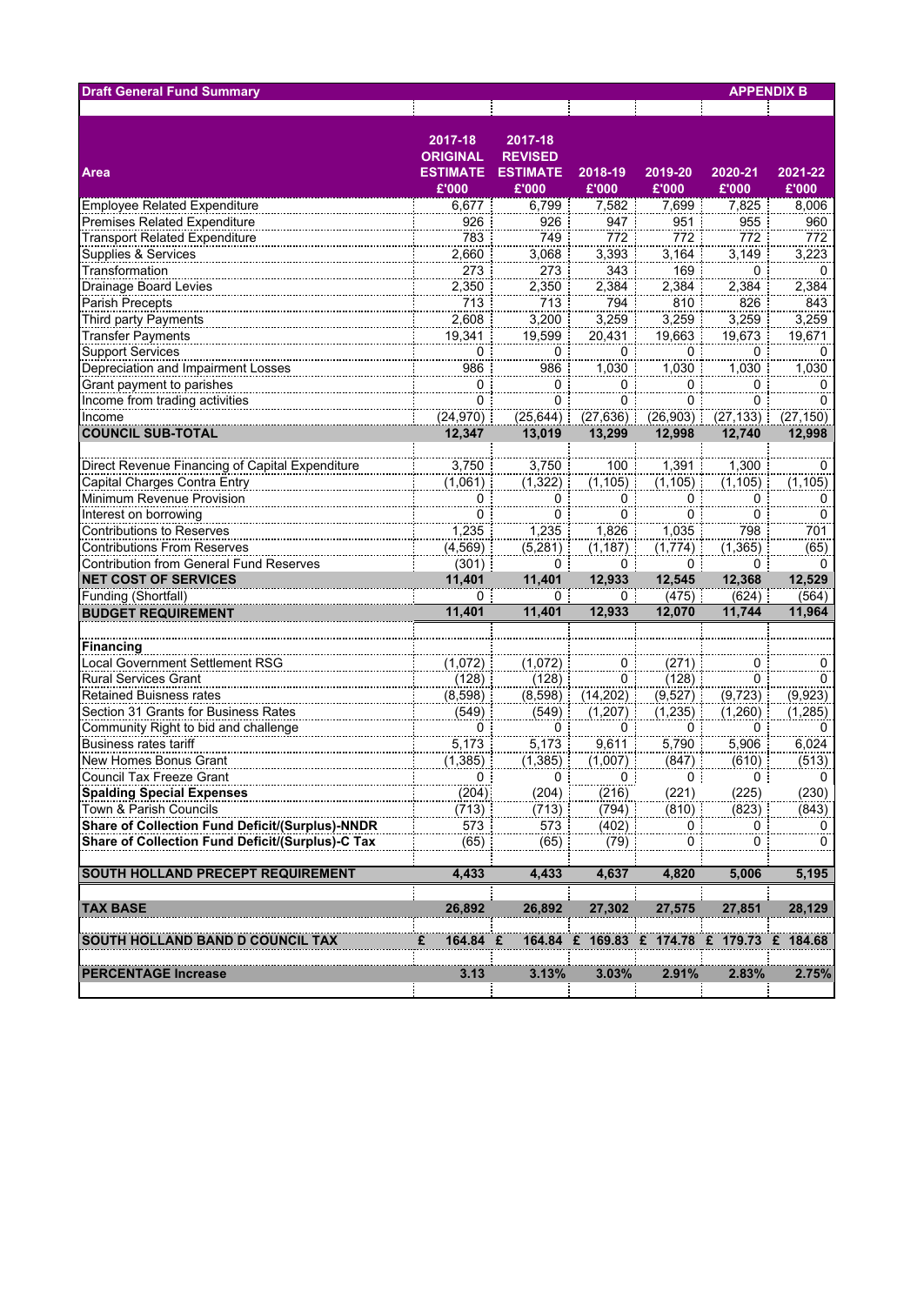**Draft General Fund Summary** **APPENDIX B**

| Area | 2017-18 ORIGINAL ESTIMATE £'000 | 2017-18 REVISED ESTIMATE £'000 | 2018-19 £'000 | 2019-20 £'000 | 2020-21 £'000 | 2021-22 £'000 |
|---|---|---|---|---|---|---|
| Employee Related Expenditure | 6,677 | 6,799 | 7,582 | 7,699 | 7,825 | 8,006 |
| Premises Related Expenditure | 926 | 926 | 947 | 951 | 955 | 960 |
| Transport Related Expenditure | 783 | 749 | 772 | 772 | 772 | 772 |
| Supplies & Services | 2,660 | 3,068 | 3,393 | 3,164 | 3,149 | 3,223 |
| Transformation | 273 | 273 | 343 | 169 | 0 | 0 |
| Drainage Board Levies | 2,350 | 2,350 | 2,384 | 2,384 | 2,384 | 2,384 |
| Parish Precepts | 713 | 713 | 794 | 810 | 826 | 843 |
| Third party Payments | 2,608 | 3,200 | 3,259 | 3,259 | 3,259 | 3,259 |
| Transfer Payments | 19,341 | 19,599 | 20,431 | 19,663 | 19,673 | 19,671 |
| Support Services | 0 | 0 | 0 | 0 | 0 | 0 |
| Depreciation and Impairment Losses | 986 | 986 | 1,030 | 1,030 | 1,030 | 1,030 |
| Grant payment to parishes | 0 | 0 | 0 | 0 | 0 | 0 |
| Income from trading activities | 0 | 0 | 0 | 0 | 0 | 0 |
| Income | (24,970) | (25,644) | (27,636) | (26,903) | (27,133) | (27,150) |
| **COUNCIL SUB-TOTAL** | **12,347** | **13,019** | **13,299** | **12,998** | **12,740** | **12,998** |
| | | | | | | |
| Direct Revenue Financing of Capital Expenditure | 3,750 | 3,750 | 100 | 1,391 | 1,300 | 0 |
| Capital Charges Contra Entry | (1,061) | (1,322) | (1,105) | (1,105) | (1,105) | (1,105) |
| Minimum Revenue Provision | 0 | 0 | 0 | 0 | 0 | 0 |
| Interest on borrowing | 0 | 0 | 0 | 0 | 0 | 0 |
| Contributions to Reserves | 1,235 | 1,235 | 1,826 | 1,035 | 798 | 701 |
| Contributions From Reserves | (4,569) | (5,281) | (1,187) | (1,774) | (1,365) | (65) |
| Contribution from General Fund Reserves | (301) | 0 | 0 | 0 | 0 | 0 |
| **NET COST OF SERVICES** | **11,401** | **11,401** | **12,933** | **12,545** | **12,368** | **12,529** |
| Funding (Shortfall) | 0 | 0 | 0 | (475) | (624) | (564) |
| **BUDGET REQUIREMENT** | **11,401** | **11,401** | **12,933** | **12,070** | **11,744** | **11,964** |
| | | | | | | |
| **Financing** | | | | | | |
| Local Government Settlement RSG | (1,072) | (1,072) | 0 | (271) | 0 | 0 |
| Rural Services Grant | (128) | (128) | 0 | (128) | 0 | 0 |
| Retained Buisness rates | (8,598) | (8,598) | (14,202) | (9,527) | (9,723) | (9,923) |
| Section 31 Grants for Business Rates | (549) | (549) | (1,207) | (1,235) | (1,260) | (1,285) |
| Community Right to bid and challenge | 0 | 0 | 0 | 0 | 0 | 0 |
| Business rates tariff | 5,173 | 5,173 | 9,611 | 5,790 | 5,906 | 6,024 |
| New Homes Bonus Grant | (1,385) | (1,385) | (1,007) | (847) | (610) | (513) |
| Council Tax Freeze Grant | 0 | 0 | 0 | 0 | 0 | 0 |
| **Spalding Special Expenses** | (204) | (204) | (216) | (221) | (225) | (230) |
| Town & Parish Councils | (713) | (713) | (794) | (810) | (823) | (843) |
| **Share of Collection Fund Deficit/(Surplus)-NNDR** | 573 | 573 | (402) | 0 | 0 | 0 |
| **Share of Collection Fund Deficit/(Surplus)-C Tax** | (65) | (65) | (79) | 0 | 0 | 0 |
| | | | | | | |
| **SOUTH HOLLAND PRECEPT REQUIREMENT** | **4,433** | **4,433** | **4,637** | **4,820** | **5,006** | **5,195** |
| | | | | | | |
| **TAX BASE** | **26,892** | **26,892** | **27,302** | **27,575** | **27,851** | **28,129** |
| | | | | | | |
| **SOUTH HOLLAND BAND D COUNCIL TAX** | **£ 164.84** | **£ 164.84** | **£ 169.83** | **£ 174.78** | **£ 179.73** | **£ 184.68** |
| | | | | | | |
| **PERCENTAGE Increase** | **3.13** | **3.13%** | **3.03%** | **2.91%** | **2.83%** | **2.75%** |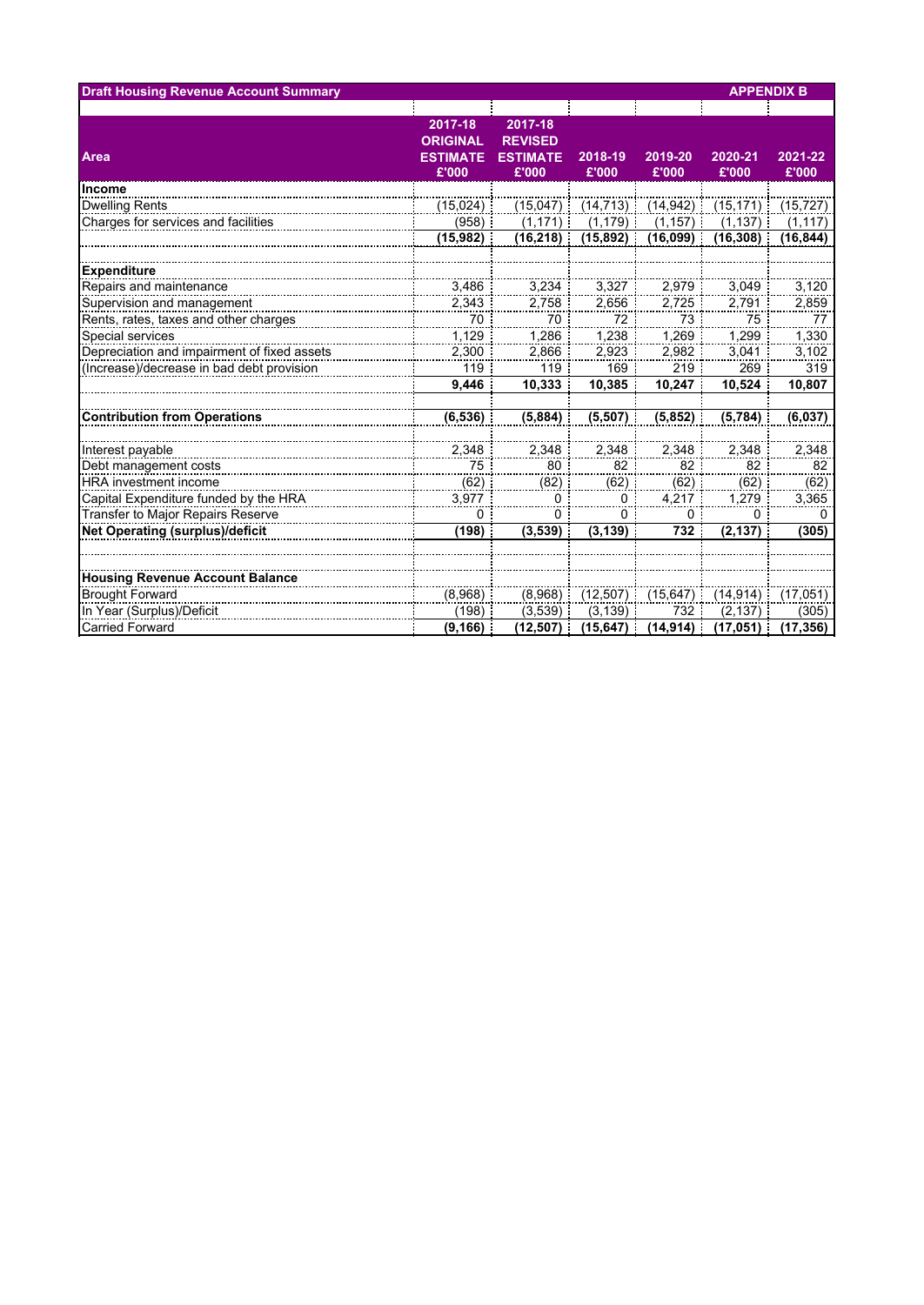| Draft Housing Revenue Account Summary | | | | | | APPENDIX B |
|---|---|---|---|---|---|---|
| **Area** | **2017-18 ORIGINAL ESTIMATE £'000** | **2017-18 REVISED ESTIMATE £'000** | **2018-19 £'000** | **2019-20 £'000** | **2020-21 £'000** | **2021-22 £'000** |
| **Income** | | | | | | |
| Dwelling Rents | (15,024) | (15,047) | (14,713) | (14,942) | (15,171) | (15,727) |
| Charges for services and facilities | (958) | (1,171) | (1,179) | (1,157) | (1,137) | (1,117) |
| | **(15,982)** | **(16,218)** | **(15,892)** | **(16,099)** | **(16,308)** | **(16,844)** |
| | | | | | | |
| **Expenditure** | | | | | | |
| Repairs and maintenance | 3,486 | 3,234 | 3,327 | 2,979 | 3,049 | 3,120 |
| Supervision and management | 2,343 | 2,758 | 2,656 | 2,725 | 2,791 | 2,859 |
| Rents, rates, taxes and other charges | 70 | 70 | 72 | 73 | 75 | 77 |
| Special services | 1,129 | 1,286 | 1,238 | 1,269 | 1,299 | 1,330 |
| Depreciation and impairment of fixed assets | 2,300 | 2,866 | 2,923 | 2,982 | 3,041 | 3,102 |
| (Increase)/decrease in bad debt provision | 119 | 119 | 169 | 219 | 269 | 319 |
| | **9,446** | **10,333** | **10,385** | **10,247** | **10,524** | **10,807** |
| | | | | | | |
| **Contribution from Operations** | **(6,536)** | **(5,884)** | **(5,507)** | **(5,852)** | **(5,784)** | **(6,037)** |
| | | | | | | |
| Interest payable | 2,348 | 2,348 | 2,348 | 2,348 | 2,348 | 2,348 |
| Debt management costs | 75 | 80 | 82 | 82 | 82 | 82 |
| HRA investment income | (62) | (82) | (62) | (62) | (62) | (62) |
| Capital Expenditure funded by the HRA | 3,977 | 0 | 0 | 4,217 | 1,279 | 3,365 |
| Transfer to Major Repairs Reserve | 0 | 0 | 0 | 0 | 0 | 0 |
| **Net Operating (surplus)/deficit** | **(198)** | **(3,539)** | **(3,139)** | **732** | **(2,137)** | **(305)** |
| | | | | | | |
| **Housing Revenue Account Balance** | | | | | | |
| Brought Forward | (8,968) | (8,968) | (12,507) | (15,647) | (14,914) | (17,051) |
| In Year (Surplus)/Deficit | (198) | (3,539) | (3,139) | 732 | (2,137) | (305) |
| Carried Forward | **(9,166)** | **(12,507)** | **(15,647)** | **(14,914)** | **(17,051)** | **(17,356)** |